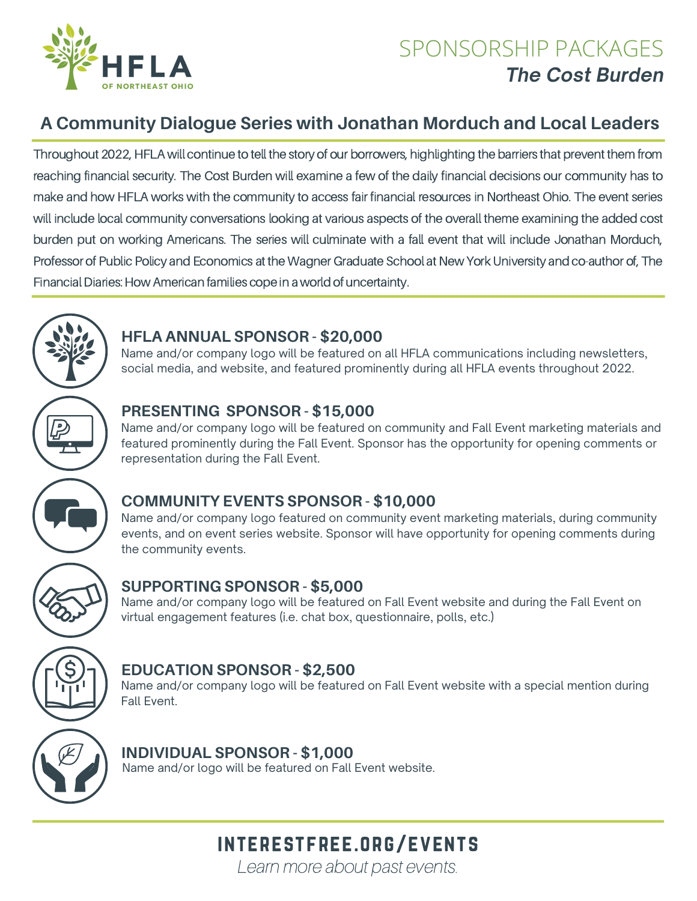HFLA OF NORTHEAST OHIO

# SPONSORSHIP PACKAGES

## *The Cost Burden*

## A Community Dialogue Series with Jonathan Morduch and Local Leaders

Throughout 2022, HFLA will continue to tell the story of our borrowers, highlighting the barriers that prevent them from reaching financial security. The Cost Burden will examine a few of the daily financial decisions our community has to make and how HFLA works with the community to access fair financial resources in Northeast Ohio. The event series will include local community conversations looking at various aspects of the overall theme examining the added cost burden put on working Americans. The series will culminate with a fall event that will include Jonathan Morduch, Professor of Public Policy and Economics at the Wagner Graduate School at New York University and co-author of, The Financial Diaries: How American families cope in a world of uncertainty.

### HFLA ANNUAL SPONSOR - $20,000

Name and/or company logo will be featured on all HFLA communications including newsletters, social media, and website, and featured prominently during all HFLA events throughout 2022.

### PRESENTING SPONSOR - $15,000

Name and/or company logo will be featured on community and Fall Event marketing materials and featured prominently during the Fall Event. Sponsor has the opportunity for opening comments or representation during the Fall Event.

### COMMUNITY EVENTS SPONSOR - $10,000

Name and/or company logo featured on community event marketing materials, during community events, and on event series website. Sponsor will have opportunity for opening comments during the community events.

### SUPPORTING SPONSOR - $5,000

Name and/or company logo will be featured on Fall Event website and during the Fall Event on virtual engagement features (i.e. chat box, questionnaire, polls, etc.)

### EDUCATION SPONSOR - $2,500

Name and/or company logo will be featured on Fall Event website with a special mention during Fall Event.

### INDIVIDUAL SPONSOR - $1,000

Name and/or logo will be featured on Fall Event website.

**INTERESTFREE.ORG/EVENTS**

*Learn more about past events.*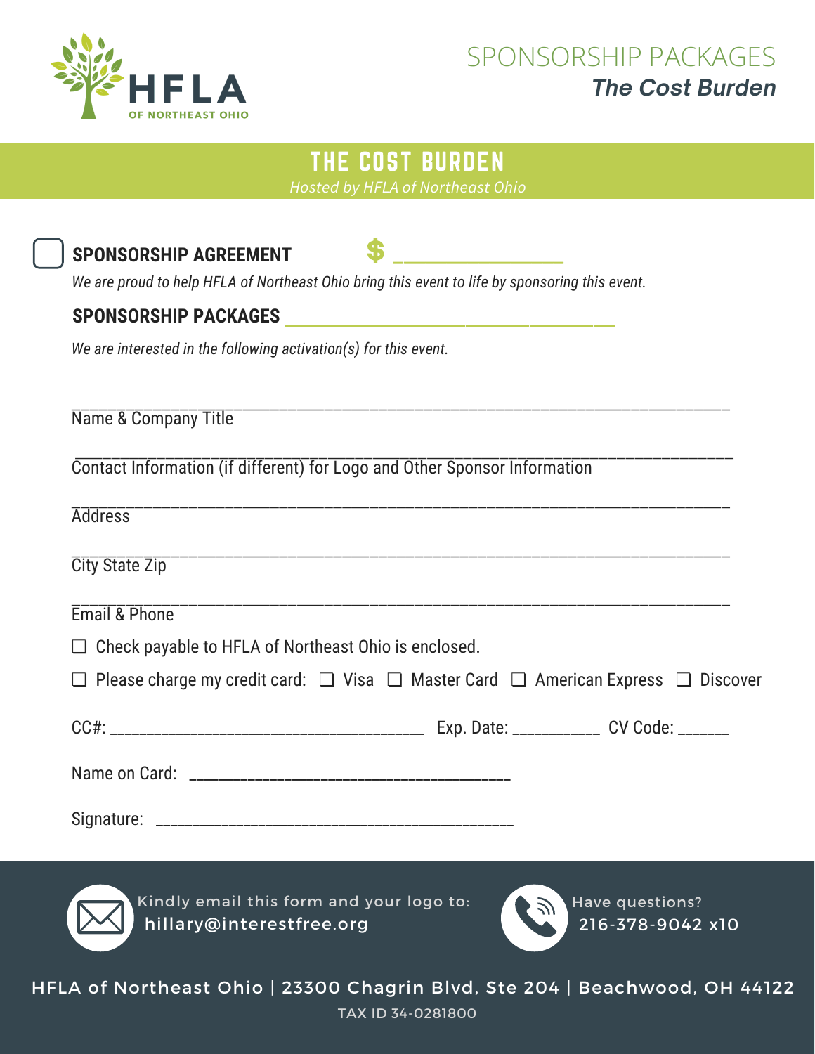HFLA OF NORTHEAST OHIO

SPONSORSHIP PACKAGES
*The Cost Burden*

# THE COST BURDEN

*Hosted by HFLA of Northeast Ohio*

☐ **SPONSORSHIP AGREEMENT** $ ______________

*We are proud to help HFLA of Northeast Ohio bring this event to life by sponsoring this event.*

**SPONSORSHIP PACKAGES** ______________________________

*We are interested in the following activation(s) for this event.*

_______________________________________________________________________________
Name & Company Title

_______________________________________________________________________________
Contact Information (if different) for Logo and Other Sponsor Information

_______________________________________________________________________________
Address

_______________________________________________________________________________
City State Zip

_______________________________________________________________________________
Email & Phone

❑ Check payable to HFLA of Northeast Ohio is enclosed.

❑ Please charge my credit card: ❑ Visa ❑ Master Card ❑ American Express ❑ Discover

CC#: ______________________________________ Exp. Date: ___________ CV Code: ______

Name on Card: ________________________________________

Signature: ____________________________________________

Kindly email this form and your logo to:
hillary@interestfree.org

Have questions?
216-378-9042 x10

HFLA of Northeast Ohio | 23300 Chagrin Blvd, Ste 204 | Beachwood, OH 44122

TAX ID 34-0281800